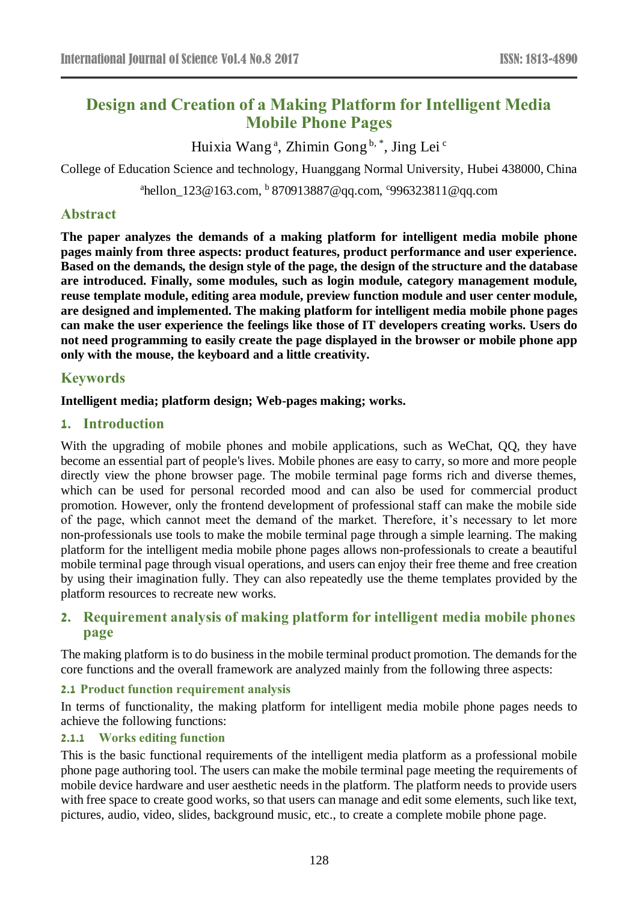# Design and Creation of a Making Platform for Intelligent Media Mobile Phone Pages

Huixia Wang [a], Zhimin Gong [b, *], Jing Lei [c]

College of Education Science and technology, Huanggang Normal University, Hubei 438000, China

[a]hellon_123@163.com, [b] 870913887@qq.com, [c]996323811@qq.com

## Abstract

**The paper analyzes the demands of a making platform for intelligent media mobile phone pages mainly from three aspects: product features, product performance and user experience. Based on the demands, the design style of the page, the design of the structure and the database are introduced. Finally, some modules, such as login module, category management module, reuse template module, editing area module, preview function module and user center module, are designed and implemented. The making platform for intelligent media mobile phone pages can make the user experience the feelings like those of IT developers creating works. Users do not need programming to easily create the page displayed in the browser or mobile phone app only with the mouse, the keyboard and a little creativity.**

## Keywords

**Intelligent media; platform design; Web-pages making; works.**

## 1. Introduction

With the upgrading of mobile phones and mobile applications, such as WeChat, QQ, they have become an essential part of people's lives. Mobile phones are easy to carry, so more and more people directly view the phone browser page. The mobile terminal page forms rich and diverse themes, which can be used for personal recorded mood and can also be used for commercial product promotion. However, only the frontend development of professional staff can make the mobile side of the page, which cannot meet the demand of the market. Therefore, it's necessary to let more non-professionals use tools to make the mobile terminal page through a simple learning. The making platform for the intelligent media mobile phone pages allows non-professionals to create a beautiful mobile terminal page through visual operations, and users can enjoy their free theme and free creation by using their imagination fully. They can also repeatedly use the theme templates provided by the platform resources to recreate new works.

## 2. Requirement analysis of making platform for intelligent media mobile phones page

The making platform is to do business in the mobile terminal product promotion. The demands for the core functions and the overall framework are analyzed mainly from the following three aspects:

### 2.1 Product function requirement analysis

In terms of functionality, the making platform for intelligent media mobile phone pages needs to achieve the following functions:

#### 2.1.1 Works editing function

This is the basic functional requirements of the intelligent media platform as a professional mobile phone page authoring tool. The users can make the mobile terminal page meeting the requirements of mobile device hardware and user aesthetic needs in the platform. The platform needs to provide users with free space to create good works, so that users can manage and edit some elements, such like text, pictures, audio, video, slides, background music, etc., to create a complete mobile phone page.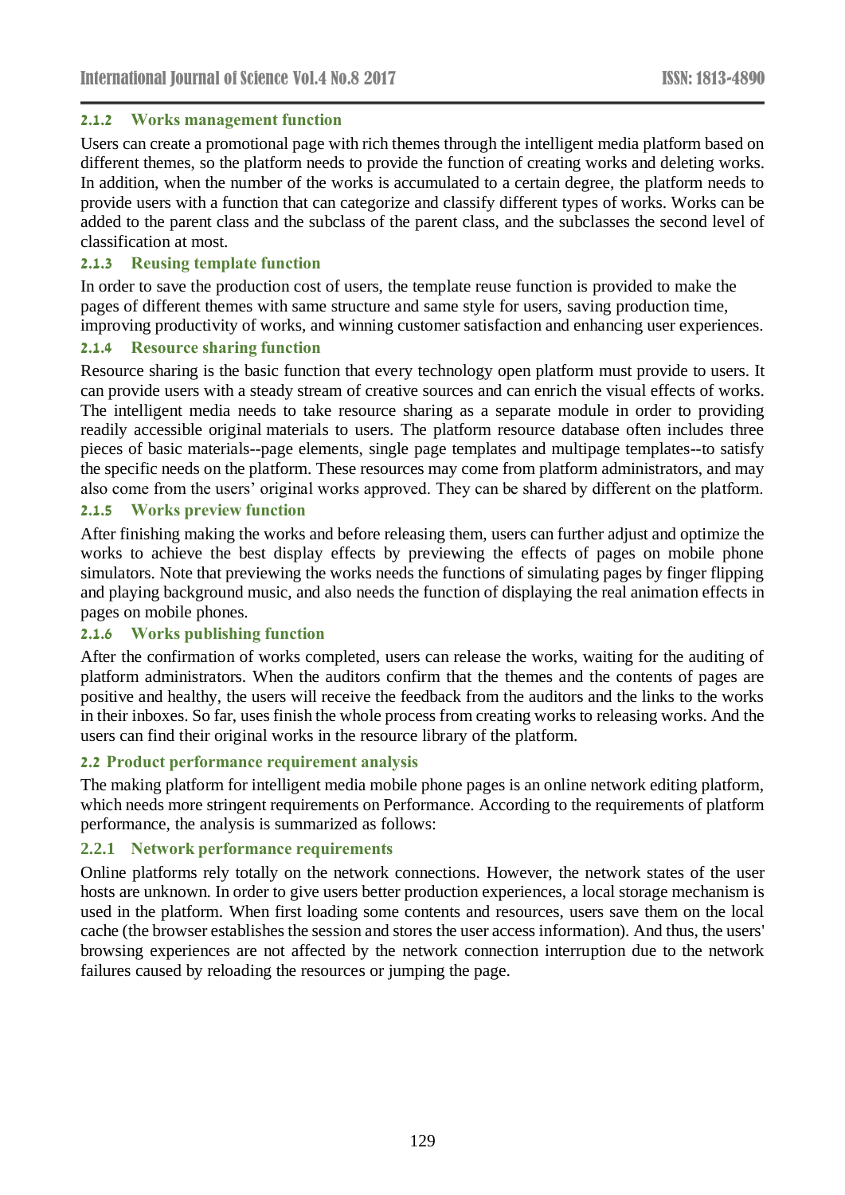#### 2.1.2 Works management function

Users can create a promotional page with rich themes through the intelligent media platform based on different themes, so the platform needs to provide the function of creating works and deleting works. In addition, when the number of the works is accumulated to a certain degree, the platform needs to provide users with a function that can categorize and classify different types of works. Works can be added to the parent class and the subclass of the parent class, and the subclasses the second level of classification at most.

#### 2.1.3 Reusing template function

In order to save the production cost of users, the template reuse function is provided to make the pages of different themes with same structure and same style for users, saving production time, improving productivity of works, and winning customer satisfaction and enhancing user experiences.

#### 2.1.4 Resource sharing function

Resource sharing is the basic function that every technology open platform must provide to users. It can provide users with a steady stream of creative sources and can enrich the visual effects of works. The intelligent media needs to take resource sharing as a separate module in order to providing readily accessible original materials to users. The platform resource database often includes three pieces of basic materials--page elements, single page templates and multipage templates--to satisfy the specific needs on the platform. These resources may come from platform administrators, and may also come from the users' original works approved. They can be shared by different on the platform.

#### 2.1.5 Works preview function

After finishing making the works and before releasing them, users can further adjust and optimize the works to achieve the best display effects by previewing the effects of pages on mobile phone simulators. Note that previewing the works needs the functions of simulating pages by finger flipping and playing background music, and also needs the function of displaying the real animation effects in pages on mobile phones.

#### 2.1.6 Works publishing function

After the confirmation of works completed, users can release the works, waiting for the auditing of platform administrators. When the auditors confirm that the themes and the contents of pages are positive and healthy, the users will receive the feedback from the auditors and the links to the works in their inboxes. So far, uses finish the whole process from creating works to releasing works. And the users can find their original works in the resource library of the platform.

### 2.2 Product performance requirement analysis

The making platform for intelligent media mobile phone pages is an online network editing platform, which needs more stringent requirements on Performance. According to the requirements of platform performance, the analysis is summarized as follows:

#### 2.2.1 Network performance requirements

Online platforms rely totally on the network connections. However, the network states of the user hosts are unknown. In order to give users better production experiences, a local storage mechanism is used in the platform. When first loading some contents and resources, users save them on the local cache (the browser establishes the session and stores the user access information). And thus, the users' browsing experiences are not affected by the network connection interruption due to the network failures caused by reloading the resources or jumping the page.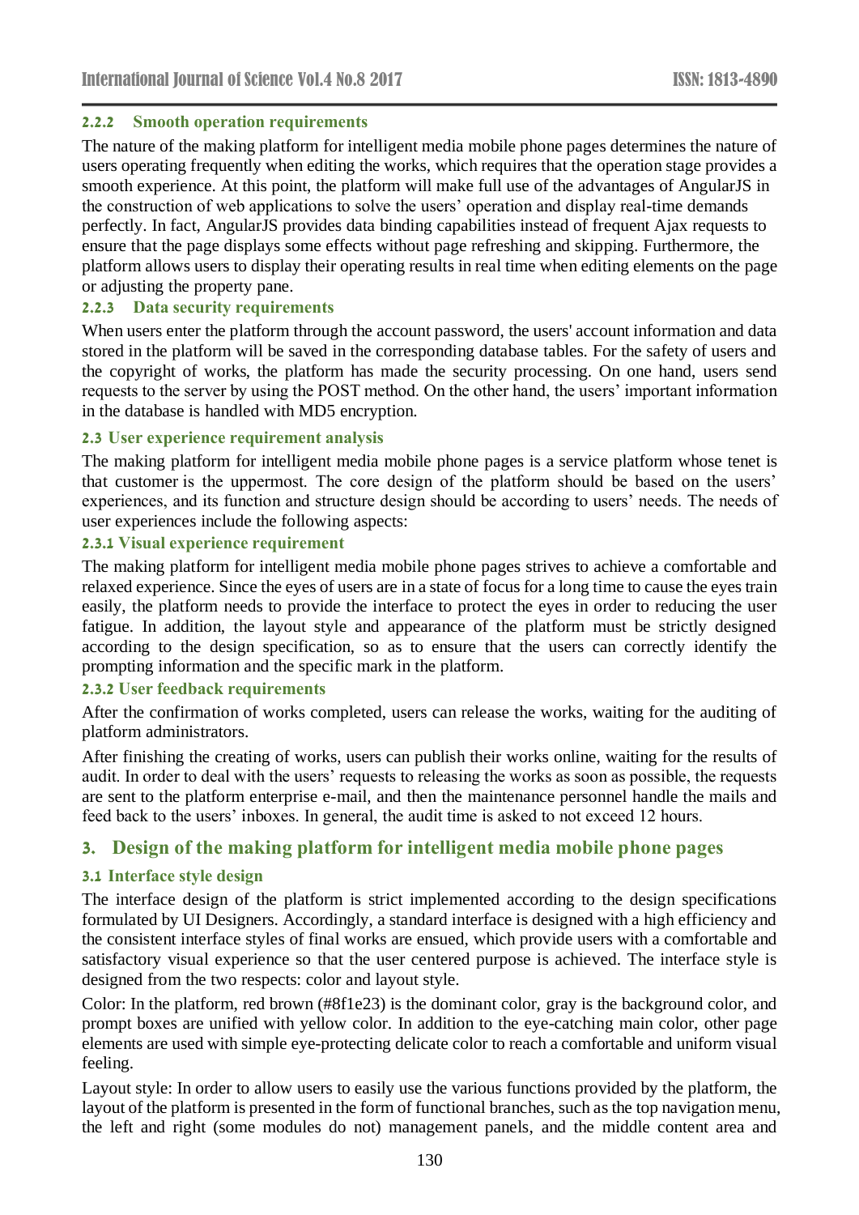#### 2.2.2 Smooth operation requirements

The nature of the making platform for intelligent media mobile phone pages determines the nature of users operating frequently when editing the works, which requires that the operation stage provides a smooth experience. At this point, the platform will make full use of the advantages of AngularJS in the construction of web applications to solve the users' operation and display real-time demands perfectly. In fact, AngularJS provides data binding capabilities instead of frequent Ajax requests to ensure that the page displays some effects without page refreshing and skipping. Furthermore, the platform allows users to display their operating results in real time when editing elements on the page or adjusting the property pane.

#### 2.2.3 Data security requirements

When users enter the platform through the account password, the users' account information and data stored in the platform will be saved in the corresponding database tables. For the safety of users and the copyright of works, the platform has made the security processing. On one hand, users send requests to the server by using the POST method. On the other hand, the users' important information in the database is handled with MD5 encryption.

### 2.3 User experience requirement analysis

The making platform for intelligent media mobile phone pages is a service platform whose tenet is that customer is the uppermost. The core design of the platform should be based on the users' experiences, and its function and structure design should be according to users' needs. The needs of user experiences include the following aspects:

#### 2.3.1 Visual experience requirement

The making platform for intelligent media mobile phone pages strives to achieve a comfortable and relaxed experience. Since the eyes of users are in a state of focus for a long time to cause the eyes train easily, the platform needs to provide the interface to protect the eyes in order to reducing the user fatigue. In addition, the layout style and appearance of the platform must be strictly designed according to the design specification, so as to ensure that the users can correctly identify the prompting information and the specific mark in the platform.

#### 2.3.2 User feedback requirements

After the confirmation of works completed, users can release the works, waiting for the auditing of platform administrators.

After finishing the creating of works, users can publish their works online, waiting for the results of audit. In order to deal with the users' requests to releasing the works as soon as possible, the requests are sent to the platform enterprise e-mail, and then the maintenance personnel handle the mails and feed back to the users' inboxes. In general, the audit time is asked to not exceed 12 hours.

## 3. Design of the making platform for intelligent media mobile phone pages

### 3.1 Interface style design

The interface design of the platform is strict implemented according to the design specifications formulated by UI Designers. Accordingly, a standard interface is designed with a high efficiency and the consistent interface styles of final works are ensued, which provide users with a comfortable and satisfactory visual experience so that the user centered purpose is achieved. The interface style is designed from the two respects: color and layout style.

Color: In the platform, red brown (#8f1e23) is the dominant color, gray is the background color, and prompt boxes are unified with yellow color. In addition to the eye-catching main color, other page elements are used with simple eye-protecting delicate color to reach a comfortable and uniform visual feeling.

Layout style: In order to allow users to easily use the various functions provided by the platform, the layout of the platform is presented in the form of functional branches, such as the top navigation menu, the left and right (some modules do not) management panels, and the middle content area and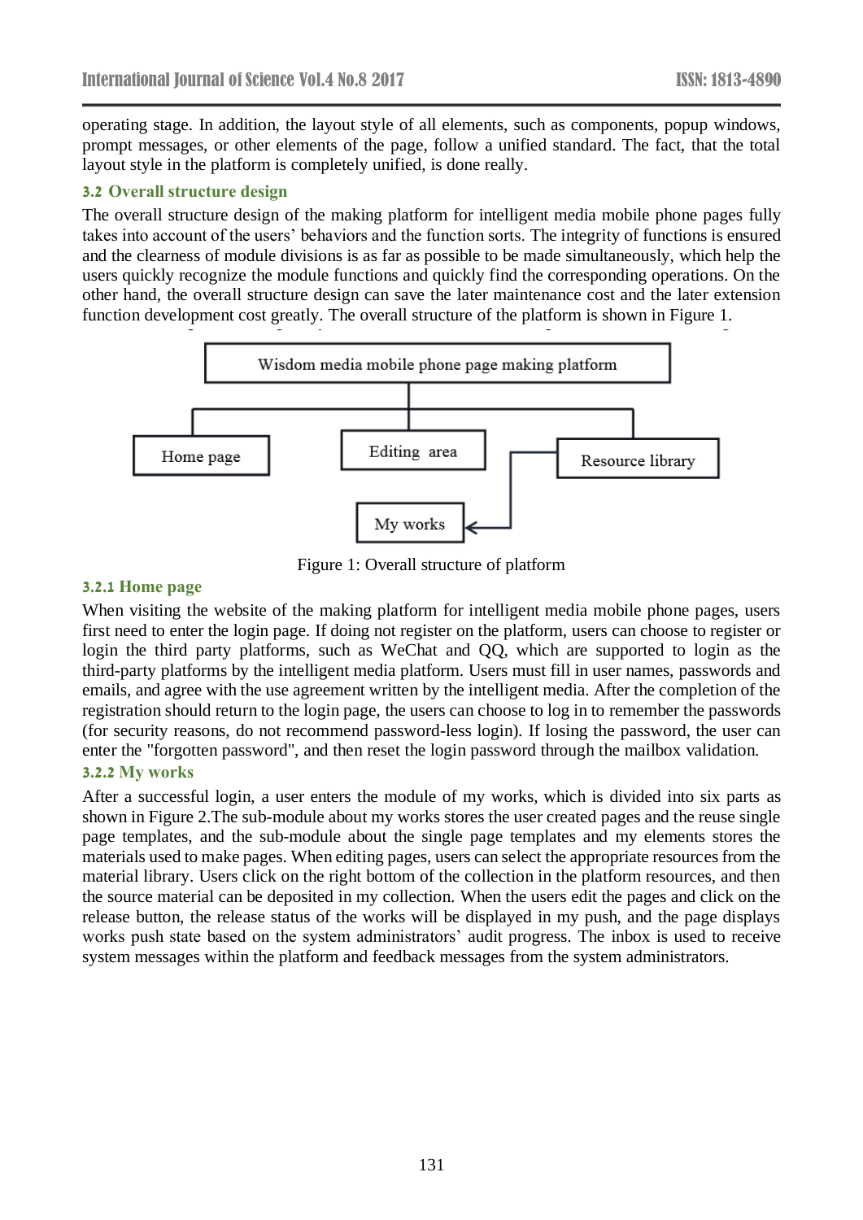operating stage. In addition, the layout style of all elements, such as components, popup windows, prompt messages, or other elements of the page, follow a unified standard. The fact, that the total layout style in the platform is completely unified, is done really.

### 3.2 Overall structure design

The overall structure design of the making platform for intelligent media mobile phone pages fully takes into account of the users' behaviors and the function sorts. The integrity of functions is ensured and the clearness of module divisions is as far as possible to be made simultaneously, which help the users quickly recognize the module functions and quickly find the corresponding operations. On the other hand, the overall structure design can save the later maintenance cost and the later extension function development cost greatly. The overall structure of the platform is shown in Figure 1.

Wisdom media mobile phone page making platform

Home page | Editing area | Resource library

My works

Figure 1: Overall structure of platform

#### 3.2.1 Home page

When visiting the website of the making platform for intelligent media mobile phone pages, users first need to enter the login page. If doing not register on the platform, users can choose to register or login the third party platforms, such as WeChat and QQ, which are supported to login as the third-party platforms by the intelligent media platform. Users must fill in user names, passwords and emails, and agree with the use agreement written by the intelligent media. After the completion of the registration should return to the login page, the users can choose to log in to remember the passwords (for security reasons, do not recommend password-less login). If losing the password, the user can enter the "forgotten password", and then reset the login password through the mailbox validation.

#### 3.2.2 My works

After a successful login, a user enters the module of my works, which is divided into six parts as shown in Figure 2.The sub-module about my works stores the user created pages and the reuse single page templates, and the sub-module about the single page templates and my elements stores the materials used to make pages. When editing pages, users can select the appropriate resources from the material library. Users click on the right bottom of the collection in the platform resources, and then the source material can be deposited in my collection. When the users edit the pages and click on the release button, the release status of the works will be displayed in my push, and the page displays works push state based on the system administrators' audit progress. The inbox is used to receive system messages within the platform and feedback messages from the system administrators.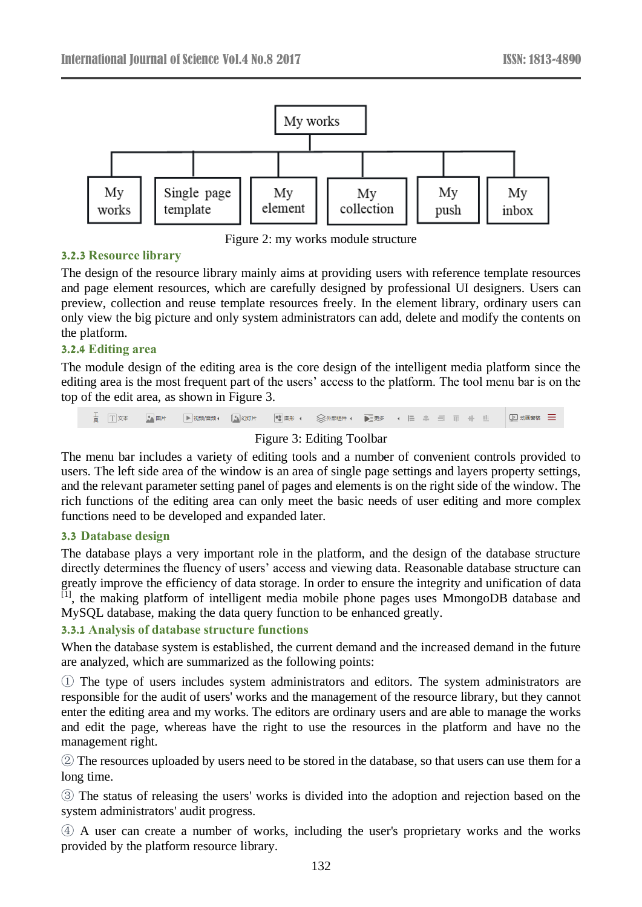Figure 2: my works module structure

### 3.2.3 Resource library

The design of the resource library mainly aims at providing users with reference template resources and page element resources, which are carefully designed by professional UI designers. Users can preview, collection and reuse template resources freely. In the element library, ordinary users can only view the big picture and only system administrators can add, delete and modify the contents on the platform.

### 3.2.4 Editing area

The module design of the editing area is the core design of the intelligent media platform since the editing area is the most frequent part of the users' access to the platform. The tool menu bar is on the top of the edit area, as shown in Figure 3.

Figure 3: Editing Toolbar

The menu bar includes a variety of editing tools and a number of convenient controls provided to users. The left side area of the window is an area of single page settings and layers property settings, and the relevant parameter setting panel of pages and elements is on the right side of the window. The rich functions of the editing area can only meet the basic needs of user editing and more complex functions need to be developed and expanded later.

## 3.3 Database design

The database plays a very important role in the platform, and the design of the database structure directly determines the fluency of users' access and viewing data. Reasonable database structure can greatly improve the efficiency of data storage. In order to ensure the integrity and unification of data [1], the making platform of intelligent media mobile phone pages uses MmongoDB database and MySQL database, making the data query function to be enhanced greatly.

### 3.3.1 Analysis of database structure functions

When the database system is established, the current demand and the increased demand in the future are analyzed, which are summarized as the following points:

① The type of users includes system administrators and editors. The system administrators are responsible for the audit of users' works and the management of the resource library, but they cannot enter the editing area and my works. The editors are ordinary users and are able to manage the works and edit the page, whereas have the right to use the resources in the platform and have no the management right.

② The resources uploaded by users need to be stored in the database, so that users can use them for a long time.

③ The status of releasing the users' works is divided into the adoption and rejection based on the system administrators' audit progress.

④ A user can create a number of works, including the user's proprietary works and the works provided by the platform resource library.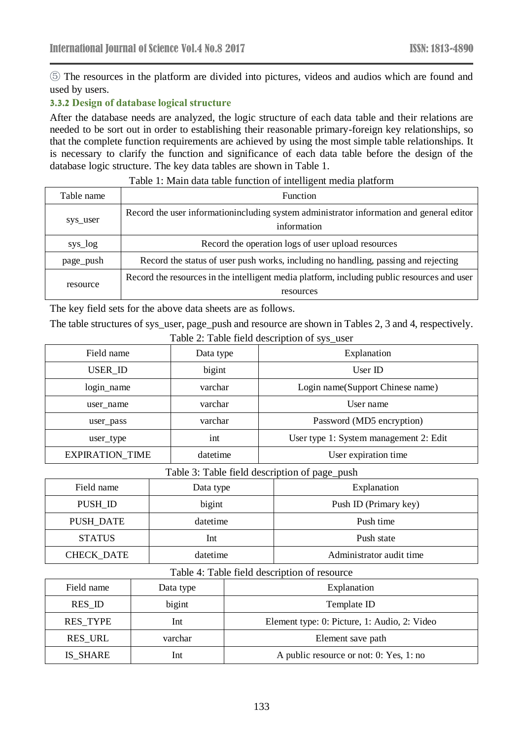⑤ The resources in the platform are divided into pictures, videos and audios which are found and used by users.

### 3.3.2 Design of database logical structure

After the database needs are analyzed, the logic structure of each data table and their relations are needed to be sort out in order to establishing their reasonable primary-foreign key relationships, so that the complete function requirements are achieved by using the most simple table relationships. It is necessary to clarify the function and significance of each data table before the design of the database logic structure. The key data tables are shown in Table 1.

Table 1: Main data table function of intelligent media platform

| Table name | Function |
|---|---|
| sys_user | Record the user informationincluding system administrator information and general editor information |
| sys_log | Record the operation logs of user upload resources |
| page_push | Record the status of user push works, including no handling, passing and rejecting |
| resource | Record the resources in the intelligent media platform, including public resources and user resources |

The key field sets for the above data sheets are as follows.

The table structures of sys_user, page_push and resource are shown in Tables 2, 3 and 4, respectively.

Table 2: Table field description of sys_user

| Field name | Data type | Explanation |
|---|---|---|
| USER_ID | bigint | User ID |
| login_name | varchar | Login name(Support Chinese name) |
| user_name | varchar | User name |
| user_pass | varchar | Password (MD5 encryption) |
| user_type | int | User type 1: System management 2: Edit |
| EXPIRATION_TIME | datetime | User expiration time |

Table 3: Table field description of page_push

| Field name | Data type | Explanation |
|---|---|---|
| PUSH_ID | bigint | Push ID (Primary key) |
| PUSH_DATE | datetime | Push time |
| STATUS | Int | Push state |
| CHECK_DATE | datetime | Administrator audit time |

Table 4: Table field description of resource

| Field name | Data type | Explanation |
|---|---|---|
| RES_ID | bigint | Template ID |
| RES_TYPE | Int | Element type: 0: Picture, 1: Audio, 2: Video |
| RES_URL | varchar | Element save path |
| IS_SHARE | Int | A public resource or not: 0: Yes, 1: no |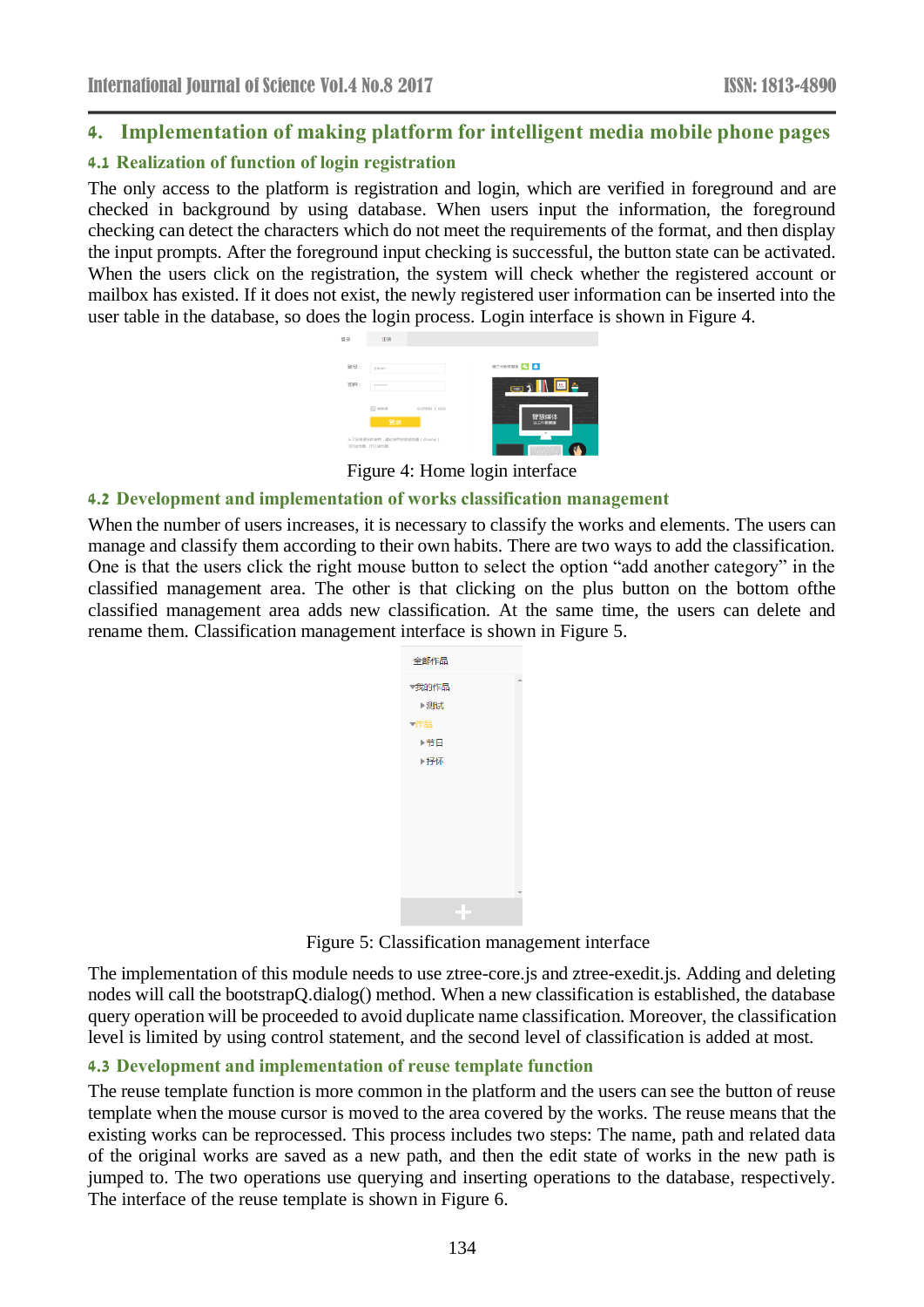## 4. Implementation of making platform for intelligent media mobile phone pages

### 4.1 Realization of function of login registration

The only access to the platform is registration and login, which are verified in foreground and are checked in background by using database. When users input the information, the foreground checking can detect the characters which do not meet the requirements of the format, and then display the input prompts. After the foreground input checking is successful, the button state can be activated. When the users click on the registration, the system will check whether the registered account or mailbox has existed. If it does not exist, the newly registered user information can be inserted into the user table in the database, so does the login process. Login interface is shown in Figure 4.

Figure 4: Home login interface

### 4.2 Development and implementation of works classification management

When the number of users increases, it is necessary to classify the works and elements. The users can manage and classify them according to their own habits. There are two ways to add the classification. One is that the users click the right mouse button to select the option "add another category" in the classified management area. The other is that clicking on the plus button on the bottom ofthe classified management area adds new classification. At the same time, the users can delete and rename them. Classification management interface is shown in Figure 5.

Figure 5: Classification management interface

The implementation of this module needs to use ztree-core.js and ztree-exedit.js. Adding and deleting nodes will call the bootstrapQ.dialog() method. When a new classification is established, the database query operation will be proceeded to avoid duplicate name classification. Moreover, the classification level is limited by using control statement, and the second level of classification is added at most.

### 4.3 Development and implementation of reuse template function

The reuse template function is more common in the platform and the users can see the button of reuse template when the mouse cursor is moved to the area covered by the works. The reuse means that the existing works can be reprocessed. This process includes two steps: The name, path and related data of the original works are saved as a new path, and then the edit state of works in the new path is jumped to. The two operations use querying and inserting operations to the database, respectively. The interface of the reuse template is shown in Figure 6.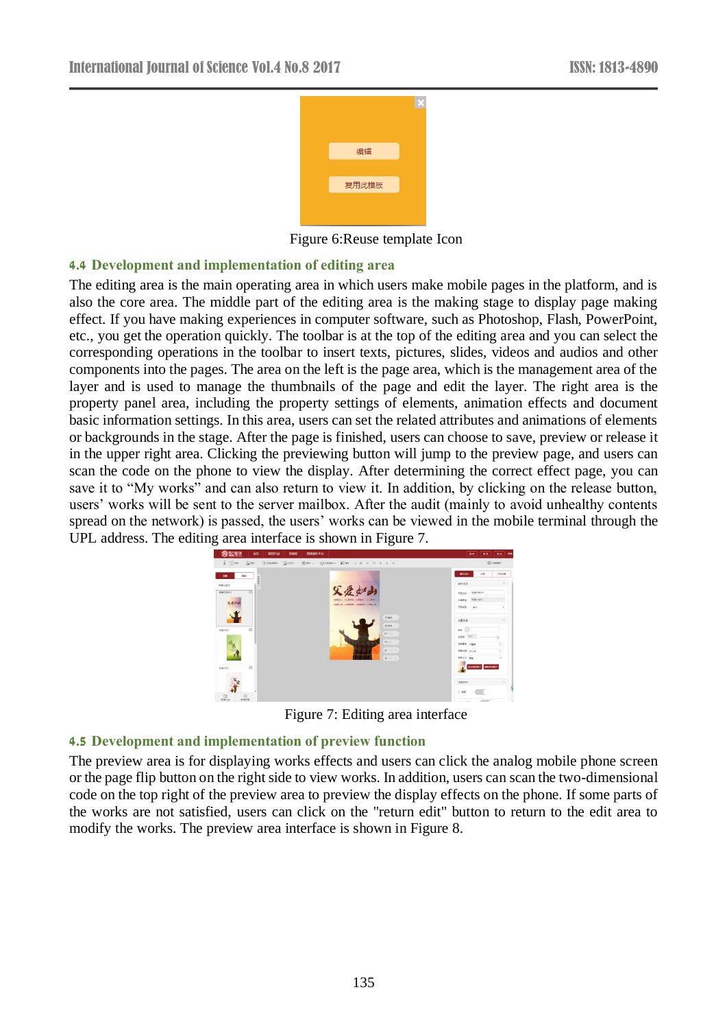Figure 6:Reuse template Icon

### 4.4 Development and implementation of editing area

The editing area is the main operating area in which users make mobile pages in the platform, and is also the core area. The middle part of the editing area is the making stage to display page making effect. If you have making experiences in computer software, such as Photoshop, Flash, PowerPoint, etc., you get the operation quickly. The toolbar is at the top of the editing area and you can select the corresponding operations in the toolbar to insert texts, pictures, slides, videos and audios and other components into the pages. The area on the left is the page area, which is the management area of the layer and is used to manage the thumbnails of the page and edit the layer. The right area is the property panel area, including the property settings of elements, animation effects and document basic information settings. In this area, users can set the related attributes and animations of elements or backgrounds in the stage. After the page is finished, users can choose to save, preview or release it in the upper right area. Clicking the previewing button will jump to the preview page, and users can scan the code on the phone to view the display. After determining the correct effect page, you can save it to "My works" and can also return to view it. In addition, by clicking on the release button, users' works will be sent to the server mailbox. After the audit (mainly to avoid unhealthy contents spread on the network) is passed, the users' works can be viewed in the mobile terminal through the UPL address. The editing area interface is shown in Figure 7.

Figure 7: Editing area interface

### 4.5 Development and implementation of preview function

The preview area is for displaying works effects and users can click the analog mobile phone screen or the page flip button on the right side to view works. In addition, users can scan the two-dimensional code on the top right of the preview area to preview the display effects on the phone. If some parts of the works are not satisfied, users can click on the "return edit" button to return to the edit area to modify the works. The preview area interface is shown in Figure 8.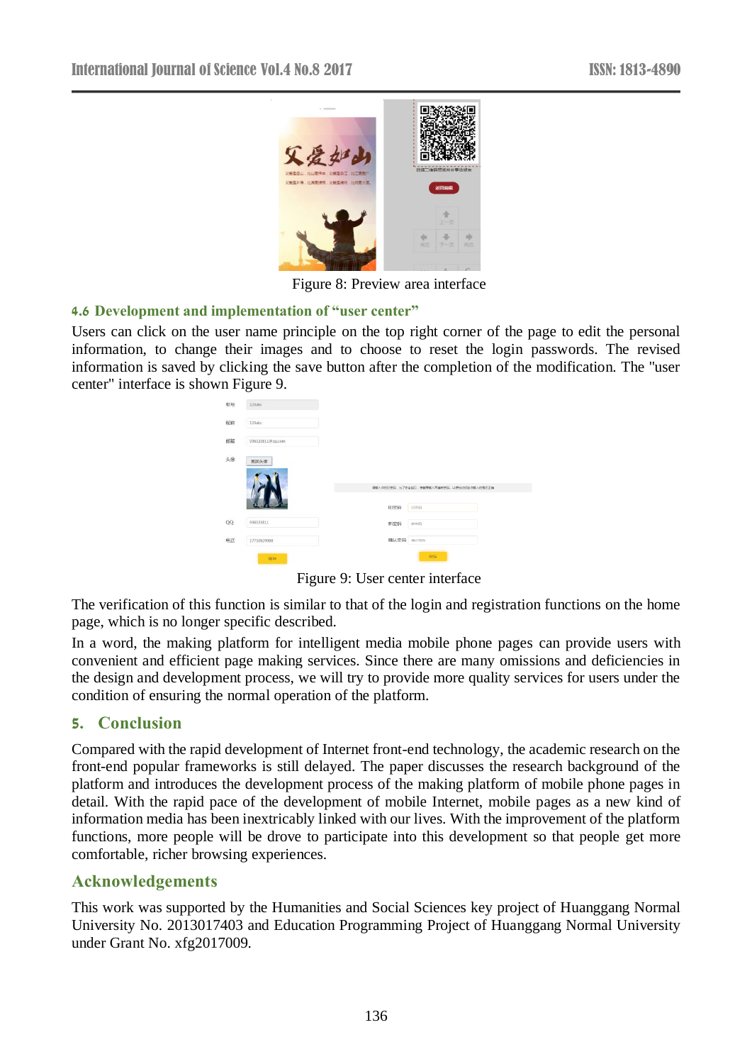Figure 8: Preview area interface

### 4.6 Development and implementation of “user center”

Users can click on the user name principle on the top right corner of the page to edit the personal information, to change their images and to choose to reset the login passwords. The revised information is saved by clicking the save button after the completion of the modification. The "user center" interface is shown Figure 9.

Figure 9: User center interface

The verification of this function is similar to that of the login and registration functions on the home page, which is no longer specific described.

In a word, the making platform for intelligent media mobile phone pages can provide users with convenient and efficient page making services. Since there are many omissions and deficiencies in the design and development process, we will try to provide more quality services for users under the condition of ensuring the normal operation of the platform.

## 5. Conclusion

Compared with the rapid development of Internet front-end technology, the academic research on the front-end popular frameworks is still delayed. The paper discusses the research background of the platform and introduces the development process of the making platform of mobile phone pages in detail. With the rapid pace of the development of mobile Internet, mobile pages as a new kind of information media has been inextricably linked with our lives. With the improvement of the platform functions, more people will be drove to participate into this development so that people get more comfortable, richer browsing experiences.

## Acknowledgements

This work was supported by the Humanities and Social Sciences key project of Huanggang Normal University No. 2013017403 and Education Programming Project of Huanggang Normal University under Grant No. xfg2017009.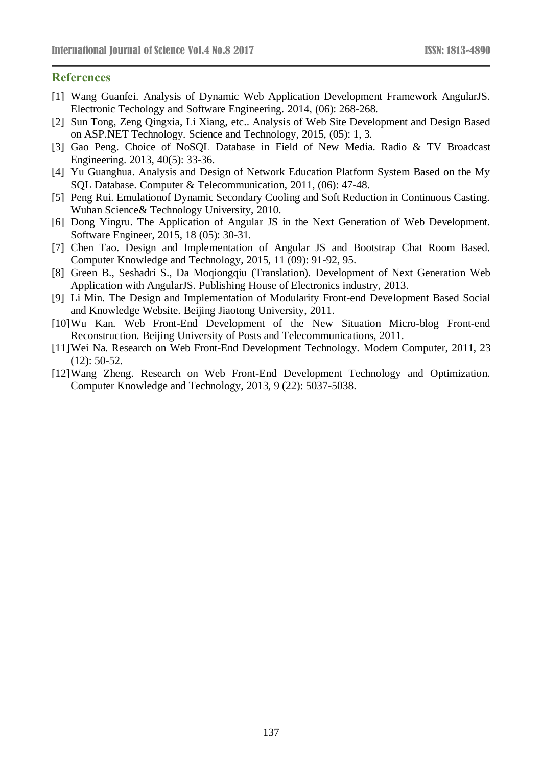## References

[1] Wang Guanfei. Analysis of Dynamic Web Application Development Framework AngularJS. Electronic Techology and Software Engineering. 2014, (06): 268-268.

[2] Sun Tong, Zeng Qingxia, Li Xiang, etc.. Analysis of Web Site Development and Design Based on ASP.NET Technology. Science and Technology, 2015, (05): 1, 3.

[3] Gao Peng. Choice of NoSQL Database in Field of New Media. Radio & TV Broadcast Engineering. 2013, 40(5): 33-36.

[4] Yu Guanghua. Analysis and Design of Network Education Platform System Based on the My SQL Database. Computer & Telecommunication, 2011, (06): 47-48.

[5] Peng Rui. Emulationof Dynamic Secondary Cooling and Soft Reduction in Continuous Casting. Wuhan Science& Technology University, 2010.

[6] Dong Yingru. The Application of Angular JS in the Next Generation of Web Development. Software Engineer, 2015, 18 (05): 30-31.

[7] Chen Tao. Design and Implementation of Angular JS and Bootstrap Chat Room Based. Computer Knowledge and Technology, 2015, 11 (09): 91-92, 95.

[8] Green B., Seshadri S., Da Moqiongqiu (Translation). Development of Next Generation Web Application with AngularJS. Publishing House of Electronics industry, 2013.

[9] Li Min. The Design and Implementation of Modularity Front-end Development Based Social and Knowledge Website. Beijing Jiaotong University, 2011.

[10] Wu Kan. Web Front-End Development of the New Situation Micro-blog Front-end Reconstruction. Beijing University of Posts and Telecommunications, 2011.

[11] Wei Na. Research on Web Front-End Development Technology. Modern Computer, 2011, 23 (12): 50-52.

[12] Wang Zheng. Research on Web Front-End Development Technology and Optimization. Computer Knowledge and Technology, 2013, 9 (22): 5037-5038.